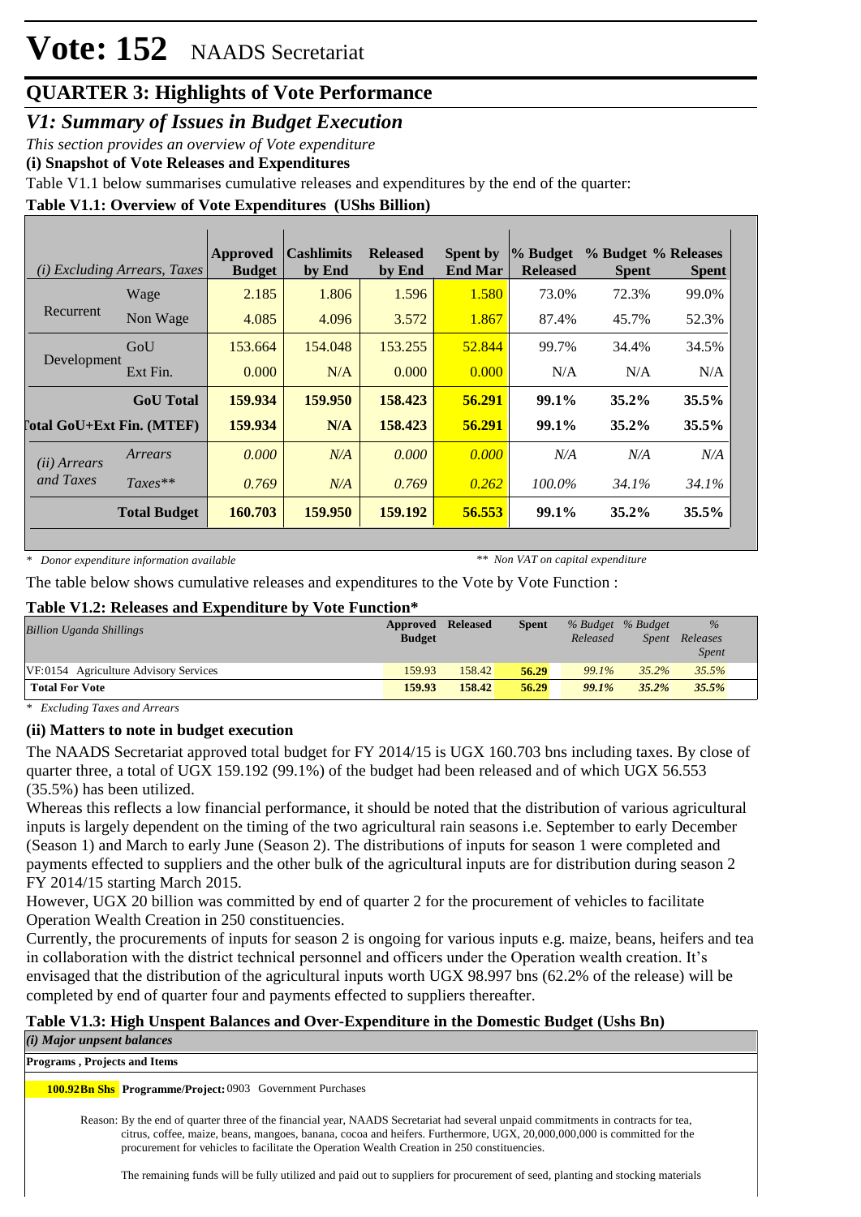# Vote: 152 NAADS Secretariat

## QUARTER 3: Highlights of Vote Performance

## *V1: Summary of Issues in Budget Execution*

*This section provides an overview of Vote expenditure*

**(i) Snapshot of Vote Releases and Expenditures**

Table V1.1 below summarises cumulative releases and expenditures by the end of the quarter:

**Table V1.1: Overview of Vote Expenditures (UShs Billion)**

| *(i) Excluding Arrears, Taxes* | | Approved Budget | Cashlimits by End | Released by End | Spent by End Mar | % Budget Released | % Budget Spent | % Releases Spent |
|---|---|---|---|---|---|---|---|---|
| Recurrent | Wage | 2.185 | 1.806 | 1.596 | 1.580 | 73.0% | 72.3% | 99.0% |
| | Non Wage | 4.085 | 4.096 | 3.572 | 1.867 | 87.4% | 45.7% | 52.3% |
| Development | GoU | 153.664 | 154.048 | 153.255 | 52.844 | 99.7% | 34.4% | 34.5% |
| | Ext Fin. | 0.000 | N/A | 0.000 | 0.000 | N/A | N/A | N/A |
| | **GoU Total** | **159.934** | **159.950** | **158.423** | **56.291** | **99.1%** | **35.2%** | **35.5%** |
| **Total GoU+Ext Fin. (MTEF)** | | **159.934** | **N/A** | **158.423** | **56.291** | **99.1%** | **35.2%** | **35.5%** |
| *(ii) Arrears and Taxes* | *Arrears* | *0.000* | *N/A* | *0.000* | *0.000* | *N/A* | *N/A* | *N/A* |
| | *Taxes*** | *0.769* | *N/A* | *0.769* | *0.262* | *100.0%* | *34.1%* | *34.1%* |
| | **Total Budget** | **160.703** | **159.950** | **159.192** | **56.553** | **99.1%** | **35.2%** | **35.5%** |

*\* Donor expenditure information available* *\*\* Non VAT on capital expenditure*

The table below shows cumulative releases and expenditures to the Vote by Vote Function :

**Table V1.2: Releases and Expenditure by Vote Function***

| *Billion Uganda Shillings* | Approved Budget | Released | Spent | *% Budget Released* | *% Budget Spent* | *% Releases Spent* |
|---|---|---|---|---|---|---|
| VF:0154 Agriculture Advisory Services | 159.93 | 158.42 | 56.29 | *99.1%* | *35.2%* | *35.5%* |
| **Total For Vote** | **159.93** | **158.42** | **56.29** | ***99.1%*** | ***35.2%*** | ***35.5%*** |

*\* Excluding Taxes and Arrears*

**(ii) Matters to note in budget execution**

The NAADS Secretariat approved total budget for FY 2014/15 is UGX 160.703 bns including taxes. By close of quarter three, a total of UGX 159.192 (99.1%) of the budget had been released and of which UGX 56.553 (35.5%) has been utilized.

Whereas this reflects a low financial performance, it should be noted that the distribution of various agricultural inputs is largely dependent on the timing of the two agricultural rain seasons i.e. September to early December (Season 1) and March to early June (Season 2). The distributions of inputs for season 1 were completed and payments effected to suppliers and the other bulk of the agricultural inputs are for distribution during season 2 FY 2014/15 starting March 2015.

However, UGX 20 billion was committed by end of quarter 2 for the procurement of vehicles to facilitate Operation Wealth Creation in 250 constituencies.

Currently, the procurements of inputs for season 2 is ongoing for various inputs e.g. maize, beans, heifers and tea in collaboration with the district technical personnel and officers under the Operation wealth creation. It's envisaged that the distribution of the agricultural inputs worth UGX 98.997 bns (62.2% of the release) will be completed by end of quarter four and payments effected to suppliers thereafter.

**Table V1.3: High Unspent Balances and Over-Expenditure in the Domestic Budget (Ushs Bn)**

*(i) Major unpsent balances*

**Programs , Projects and Items**

**100.92Bn Shs** **Programme/Project:** 0903 Government Purchases

Reason: By the end of quarter three of the financial year, NAADS Secretariat had several unpaid commitments in contracts for tea, citrus, coffee, maize, beans, mangoes, banana, cocoa and heifers. Furthermore, UGX, 20,000,000,000 is committed for the procurement for vehicles to facilitate the Operation Wealth Creation in 250 constituencies.

The remaining funds will be fully utilized and paid out to suppliers for procurement of seed, planting and stocking materials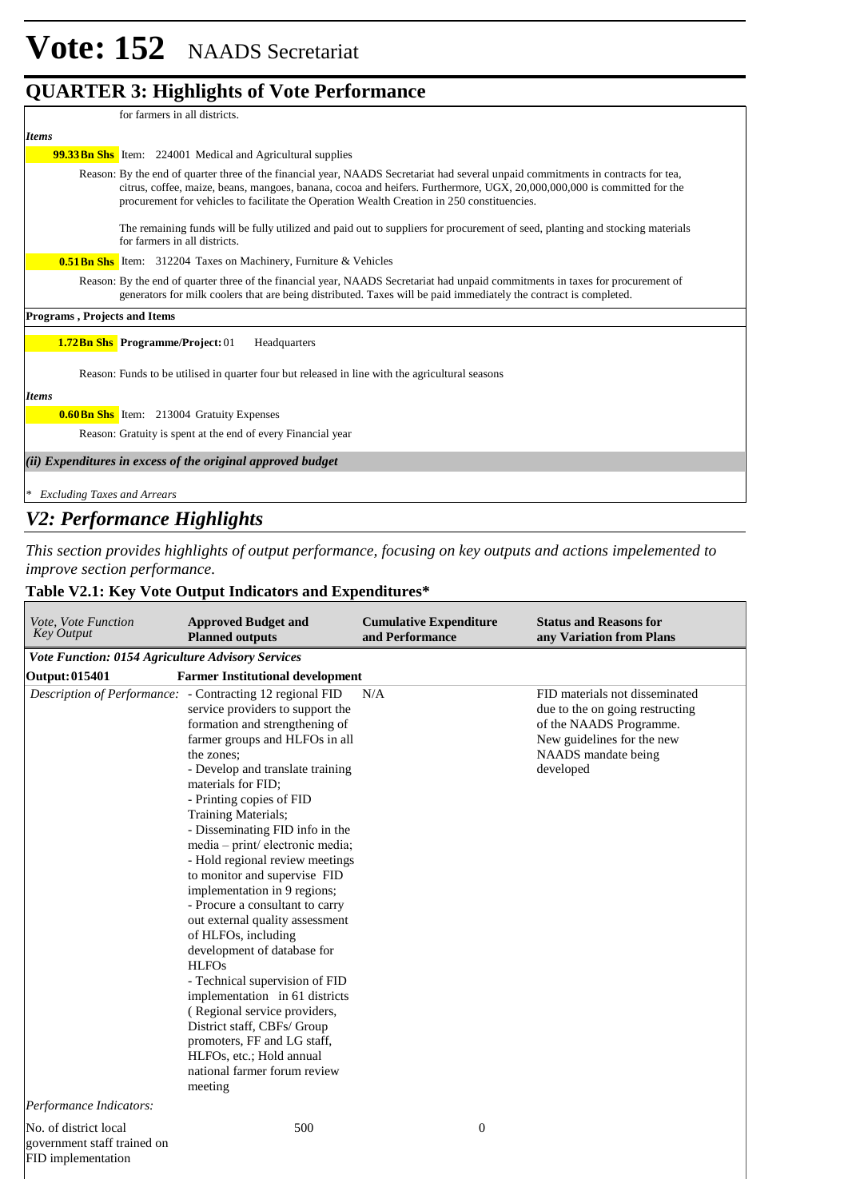for farmers in all districts.

*Items*

**99.33Bn Shs** Item: 224001 Medical and Agricultural supplies

Reason: By the end of quarter three of the financial year, NAADS Secretariat had several unpaid commitments in contracts for tea, citrus, coffee, maize, beans, mangoes, banana, cocoa and heifers. Furthermore, UGX, 20,000,000,000 is committed for the procurement for vehicles to facilitate the Operation Wealth Creation in 250 constituencies.

The remaining funds will be fully utilized and paid out to suppliers for procurement of seed, planting and stocking materials for farmers in all districts.

**0.51Bn Shs** Item: 312204 Taxes on Machinery, Furniture & Vehicles

Reason: By the end of quarter three of the financial year, NAADS Secretariat had unpaid commitments in taxes for procurement of generators for milk coolers that are being distributed. Taxes will be paid immediately the contract is completed.

**Programs , Projects and Items**

**1.72Bn Shs** **Programme/Project:** 01 Headquarters

Reason: Funds to be utilised in quarter four but released in line with the agricultural seasons

*Items*

**0.60Bn Shs** Item: 213004 Gratuity Expenses

Reason: Gratuity is spent at the end of every Financial year

***(ii) Expenditures in excess of the original approved budget***

*\* Excluding Taxes and Arrears*

## *V2: Performance Highlights*

*This section provides highlights of output performance, focusing on key outputs and actions impelemented to improve section performance.*

### Table V2.1: Key Vote Output Indicators and Expenditures*

| *Vote, Vote Function Key Output* | **Approved Budget and Planned outputs** | **Cumulative Expenditure and Performance** | **Status and Reasons for any Variation from Plans** |
|---|---|---|---|
| ***Vote Function: 0154 Agriculture Advisory Services*** | | | |
| **Output: 015401** | **Farmer Institutional development** | | |
| *Description of Performance:* | - Contracting 12 regional FID service providers to support the formation and strengthening of farmer groups and HLFOs in all the zones;<br>- Develop and translate training materials for FID;<br>- Printing copies of FID Training Materials;<br>- Disseminating FID info in the media – print/ electronic media;<br>- Hold regional review meetings to monitor and supervise FID implementation in 9 regions;<br>- Procure a consultant to carry out external quality assessment of HLFOs, including development of database for HLFOs<br>- Technical supervision of FID implementation in 61 districts ( Regional service providers, District staff, CBFs/ Group promoters, FF and LG staff, HLFOs, etc.; Hold annual national farmer forum review meeting | N/A | FID materials not disseminated due to the on going restructing of the NAADS Programme. New guidelines for the new NAADS mandate being developed |
| *Performance Indicators:* | | | |
| No. of district local government staff trained on FID implementation | 500 | 0 | |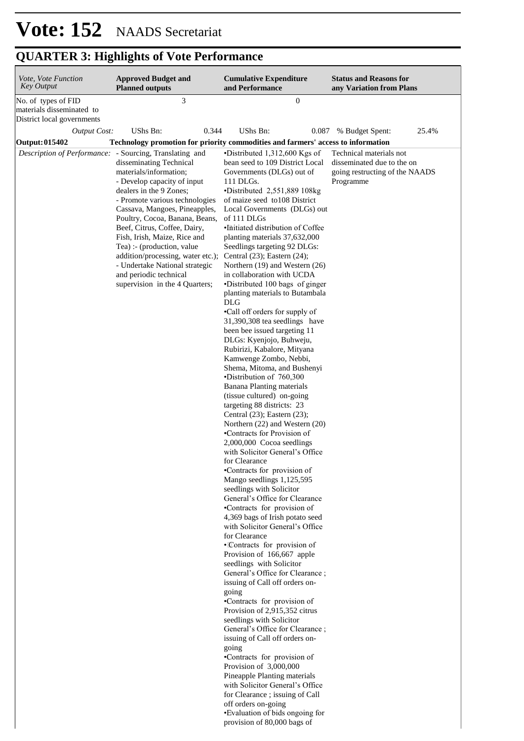# Vote: 152 NAADS Secretariat

## QUARTER 3: Highlights of Vote Performance

| *Vote, Vote Function Key Output* | **Approved Budget and Planned outputs** | **Cumulative Expenditure and Performance** | **Status and Reasons for any Variation from Plans** |
|---|---|---|---|
| No. of types of FID materials disseminated to District local governments | 3 | 0 | |
| *Output Cost:* | UShs Bn: 0.344 | UShs Bn: 0.087 | % Budget Spent: 25.4% |
| **Output: 015402** | **Technology promotion for priority commodities and farmers' access to information** | | |
| *Description of Performance:* | - Sourcing, Translating and disseminating Technical materials/information;<br>- Develop capacity of input dealers in the 9 Zones;<br>- Promote various technologies Cassava, Mangoes, Pineapples, Poultry, Cocoa, Banana, Beans, Beef, Citrus, Coffee, Dairy, Fish, Irish, Maize, Rice and Tea) :- (production, value addition/processing, water etc.);<br>- Undertake National strategic and periodic technical supervision in the 4 Quarters; | •Distributed 1,312,600 Kgs of bean seed to 109 District Local Governments (DLGs) out of 111 DLGs.<br>•Distributed 2,551,889 108kg of maize seed to108 District Local Governments (DLGs) out of 111 DLGs<br>•Initiated distribution of Coffee planting materials 37,632,000 Seedlings targeting 92 DLGs: Central (23); Eastern (24); Northern (19) and Western (26) in collaboration with UCDA<br>•Distributed 100 bags of ginger planting materials to Butambala DLG<br>•Call off orders for supply of 31,390,308 tea seedlings have been bee issued targeting 11 DLGs: Kyenjojo, Buhweju, Rubirizi, Kabalore, Mityana Kamwenge Zombo, Nebbi, Shema, Mitoma, and Bushenyi<br>•Distribution of 760,300 Banana Planting materials (tissue cultured) on-going targeting 88 districts: 23 Central (23); Eastern (23); Northern (22) and Western (20)<br>•Contracts for Provision of 2,000,000 Cocoa seedlings with Solicitor General's Office for Clearance<br>•Contracts for provision of Mango seedlings 1,125,595 seedlings with Solicitor General's Office for Clearance<br>•Contracts for provision of 4,369 bags of Irish potato seed with Solicitor General's Office for Clearance<br>•Contracts for provision of Provision of 166,667 apple seedlings with Solicitor General's Office for Clearance ; issuing of Call off orders on-going<br>•Contracts for provision of Provision of 2,915,352 citrus seedlings with Solicitor General's Office for Clearance ; issuing of Call off orders on-going<br>•Contracts for provision of Provision of 3,000,000 Pineapple Planting materials with Solicitor General's Office for Clearance ; issuing of Call off orders on-going<br>•Evaluation of bids ongoing for provision of 80,000 bags of | Technical materials not disseminated due to the on going restructing of the NAADS Programme |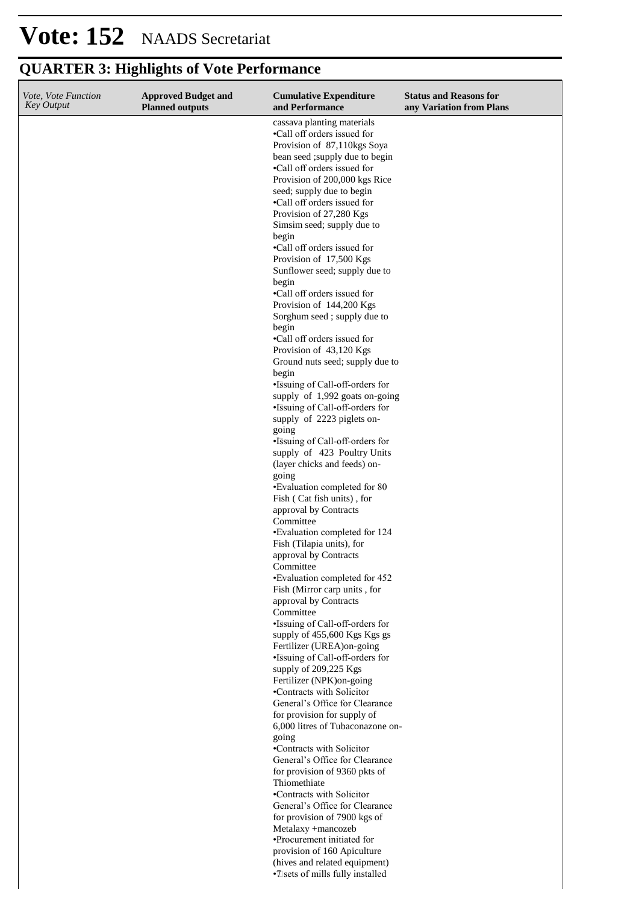# Vote: 152 NAADS Secretariat

## QUARTER 3: Highlights of Vote Performance

| *Vote, Vote Function Key Output* | **Approved Budget and Planned outputs** | **Cumulative Expenditure and Performance** | **Status and Reasons for any Variation from Plans** |
|---|---|---|---|
| | | cassava planting materials<br>•Call off orders issued for Provision of 87,110kgs Soya bean seed ;supply due to begin<br>•Call off orders issued for Provision of 200,000 kgs Rice seed; supply due to begin<br>•Call off orders issued for Provision of 27,280 Kgs Simsim seed; supply due to begin<br>•Call off orders issued for Provision of 17,500 Kgs Sunflower seed; supply due to begin<br>•Call off orders issued for Provision of 144,200 Kgs Sorghum seed ; supply due to begin<br>•Call off orders issued for Provision of 43,120 Kgs Ground nuts seed; supply due to begin<br>•Issuing of Call-off-orders for supply of 1,992 goats on-going<br>•Issuing of Call-off-orders for supply of 2223 piglets on-going<br>•Issuing of Call-off-orders for supply of 423 Poultry Units (layer chicks and feeds) on-going<br>•Evaluation completed for 80 Fish ( Cat fish units) , for approval by Contracts Committee<br>•Evaluation completed for 124 Fish (Tilapia units), for approval by Contracts Committee<br>•Evaluation completed for 452 Fish (Mirror carp units , for approval by Contracts Committee<br>•Issuing of Call-off-orders for supply of 455,600 Kgs Kgs gs Fertilizer (UREA)on-going<br>•Issuing of Call-off-orders for supply of 209,225 Kgs Fertilizer (NPK)on-going<br>•Contracts with Solicitor General's Office for Clearance for provision for supply of 6,000 litres of Tubaconazone on-going<br>•Contracts with Solicitor General's Office for Clearance for provision of 9360 pkts of Thiomethiate<br>•Contracts with Solicitor General's Office for Clearance for provision of 7900 kgs of Metalaxy +mancozeb<br>•Procurement initiated for provision of 160 Apiculture (hives and related equipment)<br>•7 sets of mills fully installed | |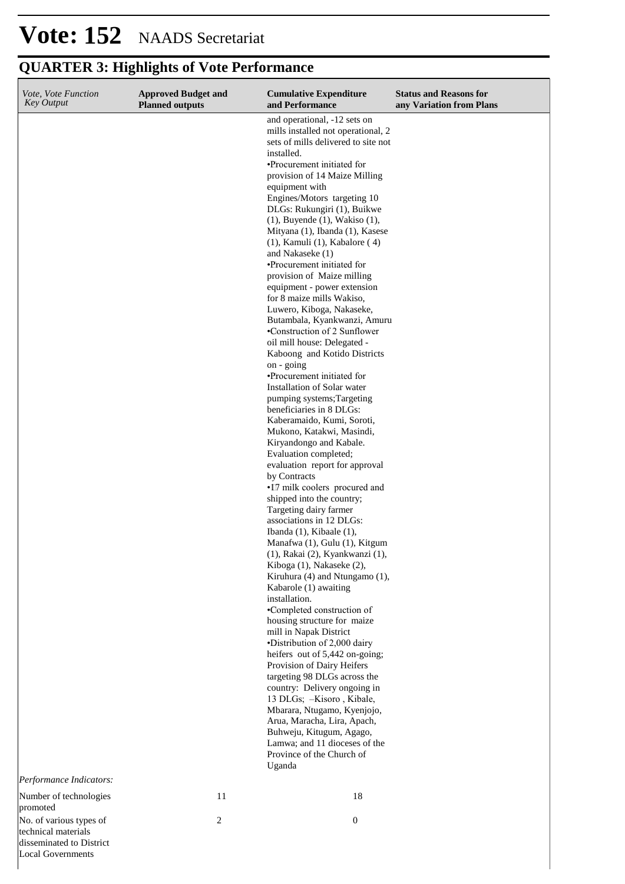# Vote: 152 NAADS Secretariat

## QUARTER 3: Highlights of Vote Performance

| *Vote, Vote Function Key Output* | **Approved Budget and Planned outputs** | **Cumulative Expenditure and Performance** | **Status and Reasons for any Variation from Plans** |
|---|---|---|---|
| | | and operational, -12 sets on mills installed not operational, 2 sets of mills delivered to site not installed.<br>•Procurement initiated for provision of 14 Maize Milling equipment with Engines/Motors targeting 10 DLGs: Rukungiri (1), Buikwe (1), Buyende (1), Wakiso (1), Mityana (1), Ibanda (1), Kasese (1), Kamuli (1), Kabalore ( 4) and Nakaseke (1)<br>•Procurement initiated for provision of Maize milling equipment - power extension for 8 maize mills Wakiso, Luwero, Kiboga, Nakaseke, Butambala, Kyankwanzi, Amuru<br>•Construction of 2 Sunflower oil mill house: Delegated - Kaboong and Kotido Districts on - going<br>•Procurement initiated for Installation of Solar water pumping systems;Targeting beneficiaries in 8 DLGs: Kaberamaido, Kumi, Soroti, Mukono, Katakwi, Masindi, Kiryandongo and Kabale. Evaluation completed; evaluation report for approval by Contracts<br>•17 milk coolers procured and shipped into the country; Targeting dairy farmer associations in 12 DLGs: Ibanda (1), Kibaale (1), Manafwa (1), Gulu (1), Kitgum (1), Rakai (2), Kyankwanzi (1), Kiboga (1), Nakaseke (2), Kiruhura (4) and Ntungamo (1), Kabarole (1) awaiting installation.<br>•Completed construction of housing structure for maize mill in Napak District<br>•Distribution of 2,000 dairy heifers out of 5,442 on-going; Provision of Dairy Heifers targeting 98 DLGs across the country: Delivery ongoing in 13 DLGs; –Kisoro , Kibale, Mbarara, Ntugamo, Kyenjojo, Arua, Maracha, Lira, Apach, Buhweju, Kitugum, Agago, Lamwa; and 11 dioceses of the Province of the Church of Uganda | |
| *Performance Indicators:* | | | |
| Number of technologies promoted | 11 | 18 | |
| No. of various types of technical materials disseminated to District Local Governments | 2 | 0 | |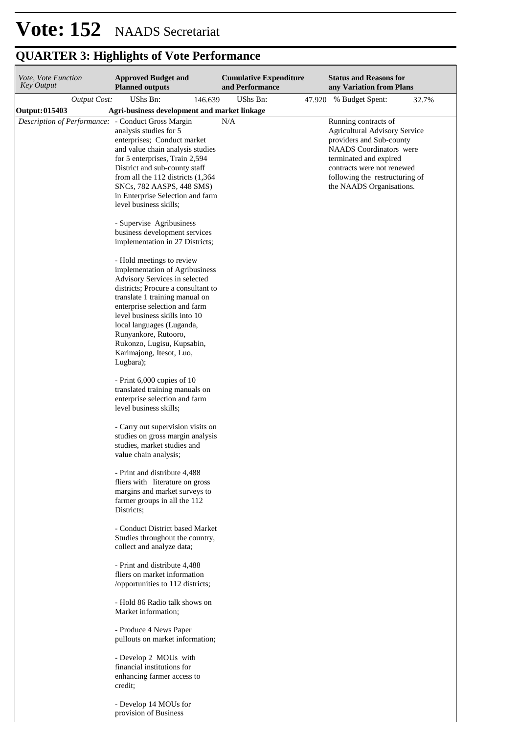# Vote: 152 NAADS Secretariat

## QUARTER 3: Highlights of Vote Performance

| *Vote, Vote Function Key Output* | **Approved Budget and Planned outputs** | **Cumulative Expenditure and Performance** | **Status and Reasons for any Variation from Plans** |
|---|---|---|---|
| *Output Cost:* | UShs Bn: 146.639 | UShs Bn: 47.920 | % Budget Spent: 32.7% |
| **Output: 015403** | **Agri-business development and market linkage** | | |
| *Description of Performance:* | - Conduct Gross Margin analysis studies for 5 enterprises; Conduct market and value chain analysis studies for 5 enterprises, Train 2,594 District and sub-county staff from all the 112 districts (1,364 SNCs, 782 AASPS, 448 SMS) in Enterprise Selection and farm level business skills;<br><br>- Supervise Agribusiness business development services implementation in 27 Districts;<br><br>- Hold meetings to review implementation of Agribusiness Advisory Services in selected districts; Procure a consultant to translate 1 training manual on enterprise selection and farm level business skills into 10 local languages (Luganda, Runyankore, Rutooro, Rukonzo, Lugisu, Kupsabin, Karimajong, Itesot, Luo, Lugbara);<br><br>- Print 6,000 copies of 10 translated training manuals on enterprise selection and farm level business skills;<br><br>- Carry out supervision visits on studies on gross margin analysis studies, market studies and value chain analysis;<br><br>- Print and distribute 4,488 fliers with literature on gross margins and market surveys to farmer groups in all the 112 Districts;<br><br>- Conduct District based Market Studies throughout the country, collect and analyze data;<br><br>- Print and distribute 4,488 fliers on market information /opportunities to 112 districts;<br><br>- Hold 86 Radio talk shows on Market information;<br><br>- Produce 4 News Paper pullouts on market information;<br><br>- Develop 2 MOUs with financial institutions for enhancing farmer access to credit;<br><br>- Develop 14 MOUs for provision of Business | N/A | Running contracts of Agricultural Advisory Service providers and Sub-county NAADS Coordinators were terminated and expired contracts were not renewed following the restructuring of the NAADS Organisations. |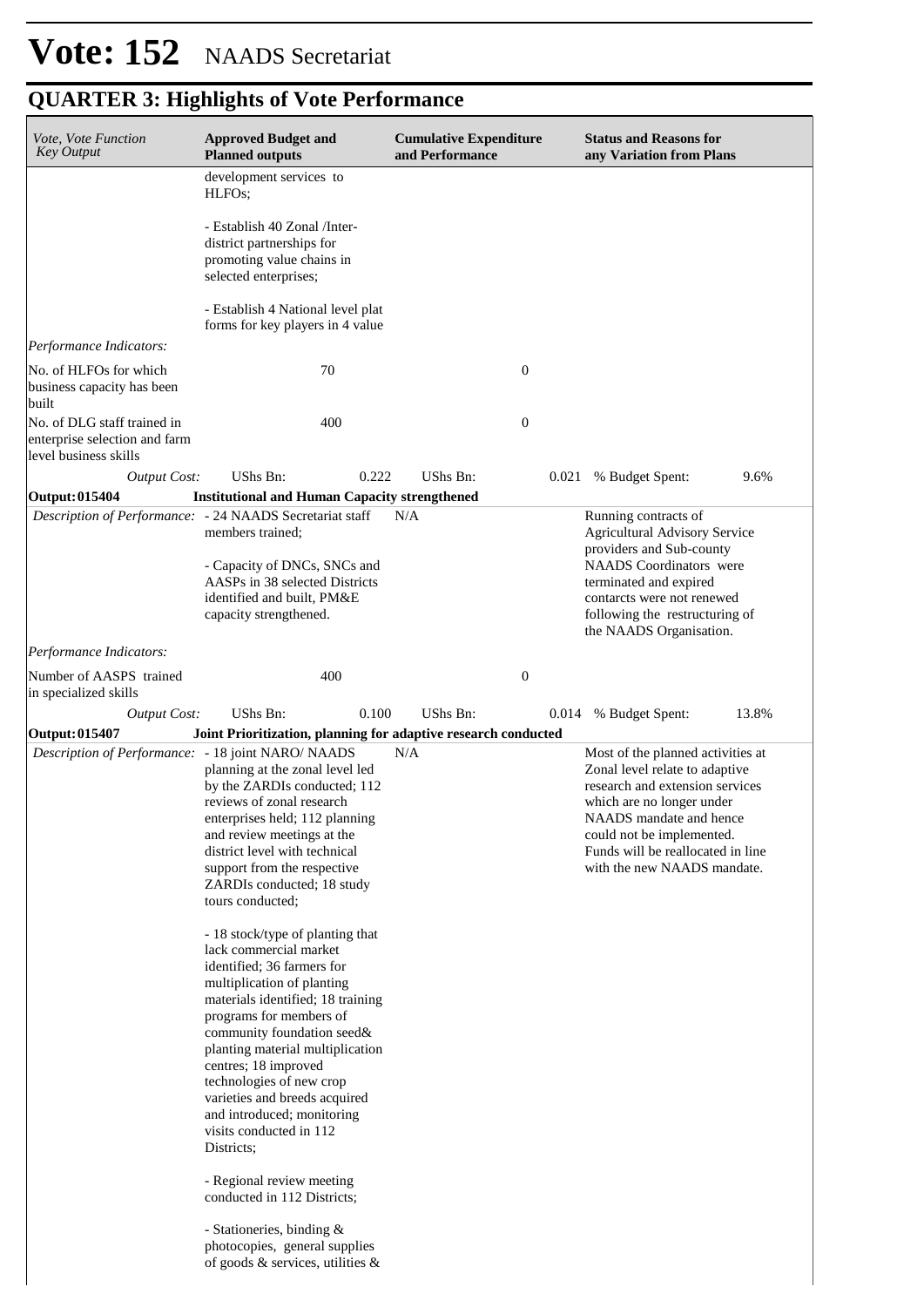# Vote: 152 NAADS Secretariat

## QUARTER 3: Highlights of Vote Performance

| *Vote, Vote Function Key Output* | **Approved Budget and Planned outputs** | **Cumulative Expenditure and Performance** | **Status and Reasons for any Variation from Plans** |
|---|---|---|---|
| | development services to HLFOs;<br><br>- Establish 40 Zonal /Inter-district partnerships for promoting value chains in selected enterprises;<br><br>- Establish 4 National level plat forms for key players in 4 value | | |
| *Performance Indicators:* | | | |
| No. of HLFOs for which business capacity has been built | 70 | 0 | |
| No. of DLG staff trained in enterprise selection and farm level business skills | 400 | 0 | |
| *Output Cost:* | UShs Bn: 0.222 | UShs Bn: 0.021 | % Budget Spent: 9.6% |
| **Output: 015404** | **Institutional and Human Capacity strengthened** | | |
| *Description of Performance:* | - 24 NAADS Secretariat staff members trained;<br><br>- Capacity of DNCs, SNCs and AASPs in 38 selected Districts identified and built, PM&E capacity strengthened. | N/A | Running contracts of Agricultural Advisory Service providers and Sub-county NAADS Coordinators were terminated and expired contarcts were not renewed following the restructuring of the NAADS Organisation. |
| *Performance Indicators:* | | | |
| Number of AASPS trained in specialized skills | 400 | 0 | |
| *Output Cost:* | UShs Bn: 0.100 | UShs Bn: 0.014 | % Budget Spent: 13.8% |
| **Output: 015407** | **Joint Prioritization, planning for adaptive research conducted** | | |
| *Description of Performance:* | - 18 joint NARO/ NAADS planning at the zonal level led by the ZARDIs conducted; 112 reviews of zonal research enterprises held; 112 planning and review meetings at the district level with technical support from the respective ZARDIs conducted; 18 study tours conducted;<br><br>- 18 stock/type of planting that lack commercial market identified; 36 farmers for multiplication of planting materials identified; 18 training programs for members of community foundation seed& planting material multiplication centres; 18 improved technologies of new crop varieties and breeds acquired and introduced; monitoring visits conducted in 112 Districts;<br><br>- Regional review meeting conducted in 112 Districts;<br><br>- Stationeries, binding & photocopies, general supplies of goods & services, utilities & | N/A | Most of the planned activities at Zonal level relate to adaptive research and extension services which are no longer under NAADS mandate and hence could not be implemented. Funds will be reallocated in line with the new NAADS mandate. |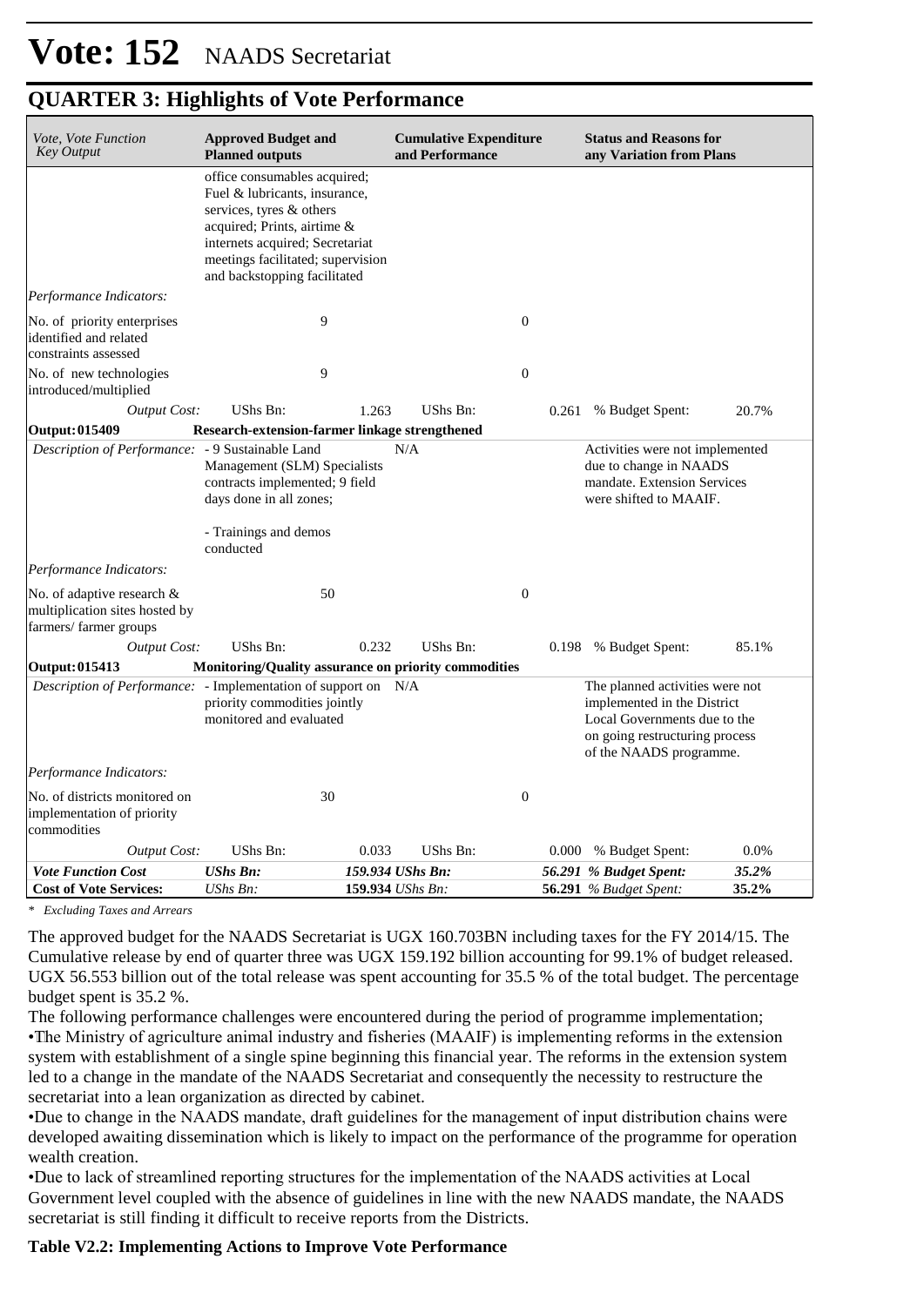# Vote: 152 NAADS Secretariat

## QUARTER 3: Highlights of Vote Performance

| *Vote, Vote Function Key Output* | **Approved Budget and Planned outputs** | | **Cumulative Expenditure and Performance** | | **Status and Reasons for any Variation from Plans** | |
|---|---|---|---|---|---|---|
| | office consumables acquired; Fuel & lubricants, insurance, services, tyres & others acquired; Prints, airtime & internets acquired; Secretariat meetings facilitated; supervision and backstopping facilitated | | | | | |
| *Performance Indicators:* | | | | | | |
| No. of priority enterprises identified and related constraints assessed | | 9 | | 0 | | |
| No. of new technologies introduced/multiplied | | 9 | | 0 | | |
| *Output Cost:* | UShs Bn: | 1.263 | UShs Bn: | 0.261 | % Budget Spent: | 20.7% |
| **Output: 015409** | **Research-extension-farmer linkage strengthened** | | | | | |
| *Description of Performance:* | - 9 Sustainable Land Management (SLM) Specialists contracts implemented; 9 field days done in all zones;<br><br>- Trainings and demos conducted | | N/A | | Activities were not implemented due to change in NAADS mandate. Extension Services were shifted to MAAIF. | |
| *Performance Indicators:* | | | | | | |
| No. of adaptive research & multiplication sites hosted by farmers/ farmer groups | | 50 | | 0 | | |
| *Output Cost:* | UShs Bn: | 0.232 | UShs Bn: | 0.198 | % Budget Spent: | 85.1% |
| **Output: 015413** | **Monitoring/Quality assurance on priority commodities** | | | | | |
| *Description of Performance:* | - Implementation of support on priority commodities jointly monitored and evaluated | | N/A | | The planned activities were not implemented in the District Local Governments due to the on going restructuring process of the NAADS programme. | |
| *Performance Indicators:* | | | | | | |
| No. of districts monitored on implementation of priority commodities | | 30 | | 0 | | |
| *Output Cost:* | UShs Bn: | 0.033 | UShs Bn: | 0.000 | % Budget Spent: | 0.0% |
| ***Vote Function Cost*** | ***UShs Bn:*** | ***159.934*** | ***UShs Bn:*** | ***56.291*** | ***% Budget Spent:*** | ***35.2%*** |
| **Cost of Vote Services:** | *UShs Bn:* | **159.934** | *UShs Bn:* | **56.291** | *% Budget Spent:* | **35.2%** |

*\* Excluding Taxes and Arrears*

The approved budget for the NAADS Secretariat is UGX 160.703BN including taxes for the FY 2014/15. The Cumulative release by end of quarter three was UGX 159.192 billion accounting for 99.1% of budget released. UGX 56.553 billion out of the total release was spent accounting for 35.5 % of the total budget. The percentage budget spent is 35.2 %.

The following performance challenges were encountered during the period of programme implementation;

•The Ministry of agriculture animal industry and fisheries (MAAIF) is implementing reforms in the extension system with establishment of a single spine beginning this financial year. The reforms in the extension system led to a change in the mandate of the NAADS Secretariat and consequently the necessity to restructure the secretariat into a lean organization as directed by cabinet.

•Due to change in the NAADS mandate, draft guidelines for the management of input distribution chains were developed awaiting dissemination which is likely to impact on the performance of the programme for operation wealth creation.

•Due to lack of streamlined reporting structures for the implementation of the NAADS activities at Local Government level coupled with the absence of guidelines in line with the new NAADS mandate, the NAADS secretariat is still finding it difficult to receive reports from the Districts.

**Table V2.2: Implementing Actions to Improve Vote Performance**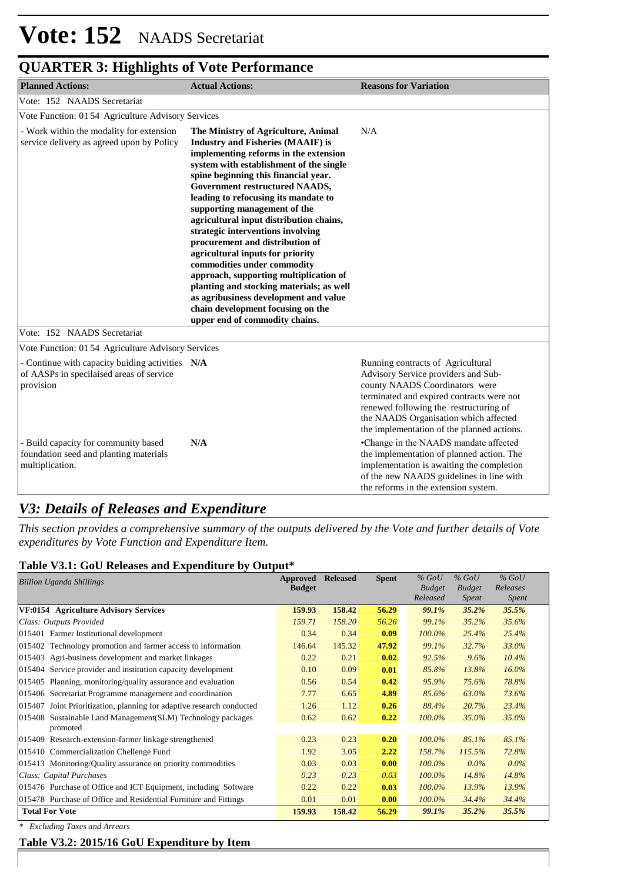# Vote: 152 NAADS Secretariat

## QUARTER 3: Highlights of Vote Performance

| Planned Actions: | Actual Actions: | Reasons for Variation |
|---|---|---|
| Vote: 152 NAADS Secretariat | | |
| Vote Function: 01 54 Agriculture Advisory Services | | |
| - Work within the modality for extension service delivery as agreed upon by Policy | **The Ministry of Agriculture, Animal Industry and Fisheries (MAAIF) is implementing reforms in the extension system with establishment of the single spine beginning this financial year. Government restructured NAADS, leading to refocusing its mandate to supporting management of the agricultural input distribution chains, strategic interventions involving procurement and distribution of agricultural inputs for priority commodities under commodity approach, supporting multiplication of planting and stocking materials; as well as agribusiness development and value chain development focusing on the upper end of commodity chains.** | N/A |
| Vote: 152 NAADS Secretariat | | |
| Vote Function: 01 54 Agriculture Advisory Services | | |
| - Continue with capacity buiding activities of AASPs in specilaised areas of service provision | **N/A** | Running contracts of Agricultural Advisory Service providers and Sub-county NAADS Coordinators were terminated and expired contracts were not renewed following the restructuring of the NAADS Organisation which affected the implementation of the planned actions. |
| - Build capacity for community based foundation seed and planting materials multiplication. | **N/A** | •Change in the NAADS mandate affected the implementation of planned action. The implementation is awaiting the completion of the new NAADS guidelines in line with the reforms in the extension system. |

## *V3: Details of Releases and Expenditure*

*This section provides a comprehensive summary of the outputs delivered by the Vote and further details of Vote expenditures by Vote Function and Expenditure Item.*

### Table V3.1: GoU Releases and Expenditure by Output*

| *Billion Uganda Shillings* | Approved Budget | Released | Spent | *% GoU Budget Released* | *% GoU Budget Spent* | *% GoU Releases Spent* |
|---|---|---|---|---|---|---|
| **VF:0154 Agriculture Advisory Services** | **159.93** | **158.42** | **56.29** | ***99.1%*** | ***35.2%*** | ***35.5%*** |
| *Class: Outputs Provided* | *159.71* | *158.20* | *56.26* | *99.1%* | *35.2%* | *35.6%* |
| 015401 Farmer Institutional development | 0.34 | 0.34 | **0.09** | *100.0%* | *25.4%* | *25.4%* |
| 015402 Technology promotion and farmer access to information | 146.64 | 145.32 | **47.92** | *99.1%* | *32.7%* | *33.0%* |
| 015403 Agri-business development and market linkages | 0.22 | 0.21 | **0.02** | *92.5%* | *9.6%* | *10.4%* |
| 015404 Service provider and institution capacity development | 0.10 | 0.09 | **0.01** | *85.8%* | *13.8%* | *16.0%* |
| 015405 Planning, monitoring/quality assurance and evaluation | 0.56 | 0.54 | **0.42** | *95.9%* | *75.6%* | *78.8%* |
| 015406 Secretariat Programme management and coordination | 7.77 | 6.65 | **4.89** | *85.6%* | *63.0%* | *73.6%* |
| 015407 Joint Prioritization, planning for adaptive research conducted | 1.26 | 1.12 | **0.26** | *88.4%* | *20.7%* | *23.4%* |
| 015408 Sustainable Land Management(SLM) Technology packages promoted | 0.62 | 0.62 | **0.22** | *100.0%* | *35.0%* | *35.0%* |
| 015409 Research-extension-farmer linkage strengthened | 0.23 | 0.23 | **0.20** | *100.0%* | *85.1%* | *85.1%* |
| 015410 Commercialization Chellenge Fund | 1.92 | 3.05 | **2.22** | *158.7%* | *115.5%* | *72.8%* |
| 015413 Monitoring/Quality assurance on priority commodities | 0.03 | 0.03 | **0.00** | *100.0%* | *0.0%* | *0.0%* |
| *Class: Capital Purchases* | *0.23* | *0.23* | *0.03* | *100.0%* | *14.8%* | *14.8%* |
| 015476 Purchase of Office and ICT Equipment, including Software | 0.22 | 0.22 | **0.03** | *100.0%* | *13.9%* | *13.9%* |
| 015478 Purchase of Office and Residential Furniture and Fittings | 0.01 | 0.01 | **0.00** | *100.0%* | *34.4%* | *34.4%* |
| **Total For Vote** | **159.93** | **158.42** | **56.29** | ***99.1%*** | ***35.2%*** | ***35.5%*** |

*\* Excluding Taxes and Arrears*

### Table V3.2: 2015/16 GoU Expenditure by Item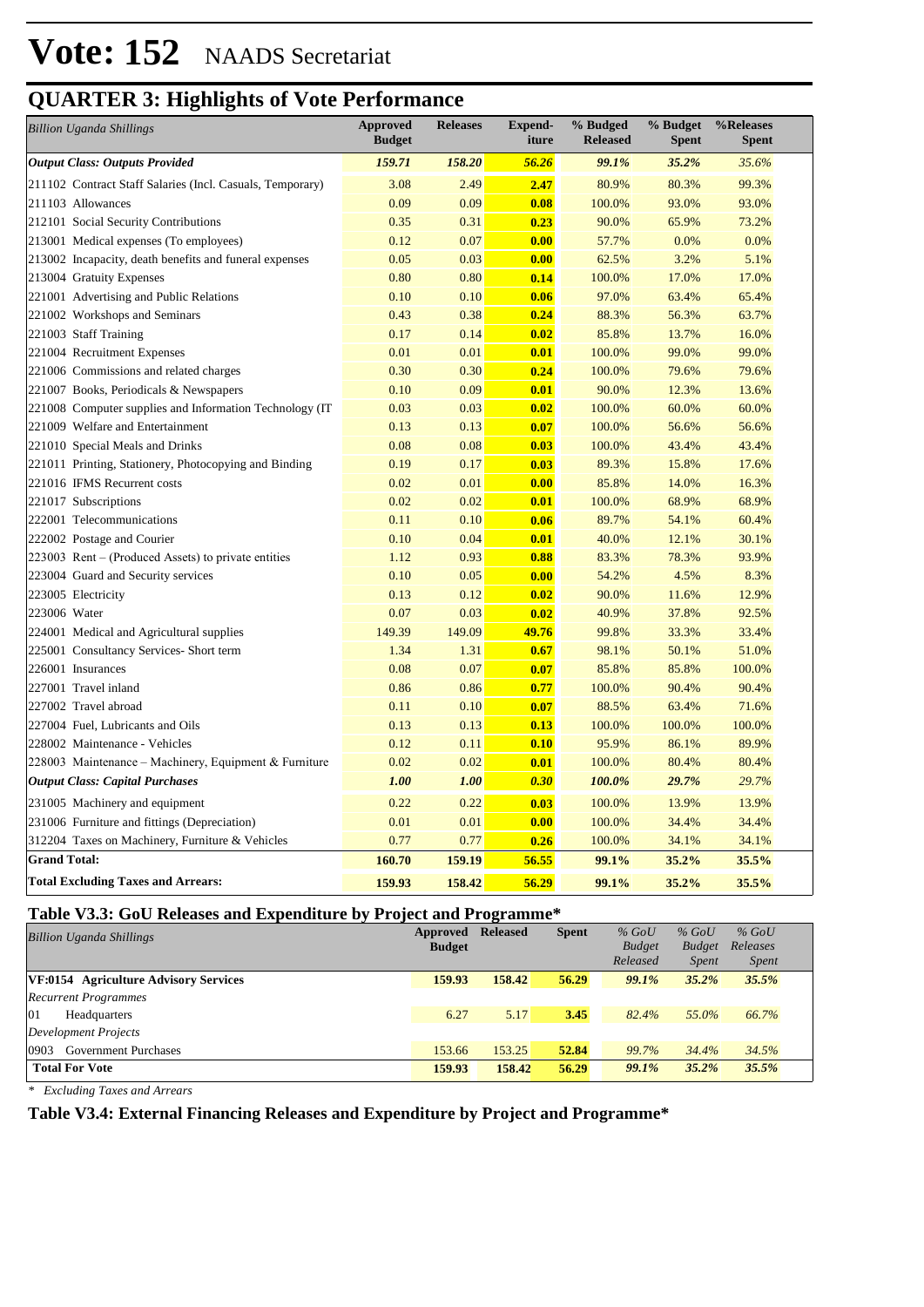# Vote: 152 NAADS Secretariat

## QUARTER 3: Highlights of Vote Performance

| *Billion Uganda Shillings* | Approved Budget | Releases | Expend-iture | % Budged Released | % Budget Spent | %Releases Spent |
|---|---|---|---|---|---|---|
| ***Output Class: Outputs Provided*** | ***159.71*** | ***158.20*** | ***56.26*** | ***99.1%*** | ***35.2%*** | *35.6%* |
| 211102 Contract Staff Salaries (Incl. Casuals, Temporary) | 3.08 | 2.49 | **2.47** | 80.9% | 80.3% | 99.3% |
| 211103 Allowances | 0.09 | 0.09 | **0.08** | 100.0% | 93.0% | 93.0% |
| 212101 Social Security Contributions | 0.35 | 0.31 | **0.23** | 90.0% | 65.9% | 73.2% |
| 213001 Medical expenses (To employees) | 0.12 | 0.07 | **0.00** | 57.7% | 0.0% | 0.0% |
| 213002 Incapacity, death benefits and funeral expenses | 0.05 | 0.03 | **0.00** | 62.5% | 3.2% | 5.1% |
| 213004 Gratuity Expenses | 0.80 | 0.80 | **0.14** | 100.0% | 17.0% | 17.0% |
| 221001 Advertising and Public Relations | 0.10 | 0.10 | **0.06** | 97.0% | 63.4% | 65.4% |
| 221002 Workshops and Seminars | 0.43 | 0.38 | **0.24** | 88.3% | 56.3% | 63.7% |
| 221003 Staff Training | 0.17 | 0.14 | **0.02** | 85.8% | 13.7% | 16.0% |
| 221004 Recruitment Expenses | 0.01 | 0.01 | **0.01** | 100.0% | 99.0% | 99.0% |
| 221006 Commissions and related charges | 0.30 | 0.30 | **0.24** | 100.0% | 79.6% | 79.6% |
| 221007 Books, Periodicals & Newspapers | 0.10 | 0.09 | **0.01** | 90.0% | 12.3% | 13.6% |
| 221008 Computer supplies and Information Technology (IT | 0.03 | 0.03 | **0.02** | 100.0% | 60.0% | 60.0% |
| 221009 Welfare and Entertainment | 0.13 | 0.13 | **0.07** | 100.0% | 56.6% | 56.6% |
| 221010 Special Meals and Drinks | 0.08 | 0.08 | **0.03** | 100.0% | 43.4% | 43.4% |
| 221011 Printing, Stationery, Photocopying and Binding | 0.19 | 0.17 | **0.03** | 89.3% | 15.8% | 17.6% |
| 221016 IFMS Recurrent costs | 0.02 | 0.01 | **0.00** | 85.8% | 14.0% | 16.3% |
| 221017 Subscriptions | 0.02 | 0.02 | **0.01** | 100.0% | 68.9% | 68.9% |
| 222001 Telecommunications | 0.11 | 0.10 | **0.06** | 89.7% | 54.1% | 60.4% |
| 222002 Postage and Courier | 0.10 | 0.04 | **0.01** | 40.0% | 12.1% | 30.1% |
| 223003 Rent – (Produced Assets) to private entities | 1.12 | 0.93 | **0.88** | 83.3% | 78.3% | 93.9% |
| 223004 Guard and Security services | 0.10 | 0.05 | **0.00** | 54.2% | 4.5% | 8.3% |
| 223005 Electricity | 0.13 | 0.12 | **0.02** | 90.0% | 11.6% | 12.9% |
| 223006 Water | 0.07 | 0.03 | **0.02** | 40.9% | 37.8% | 92.5% |
| 224001 Medical and Agricultural supplies | 149.39 | 149.09 | **49.76** | 99.8% | 33.3% | 33.4% |
| 225001 Consultancy Services- Short term | 1.34 | 1.31 | **0.67** | 98.1% | 50.1% | 51.0% |
| 226001 Insurances | 0.08 | 0.07 | **0.07** | 85.8% | 85.8% | 100.0% |
| 227001 Travel inland | 0.86 | 0.86 | **0.77** | 100.0% | 90.4% | 90.4% |
| 227002 Travel abroad | 0.11 | 0.10 | **0.07** | 88.5% | 63.4% | 71.6% |
| 227004 Fuel, Lubricants and Oils | 0.13 | 0.13 | **0.13** | 100.0% | 100.0% | 100.0% |
| 228002 Maintenance - Vehicles | 0.12 | 0.11 | **0.10** | 95.9% | 86.1% | 89.9% |
| 228003 Maintenance – Machinery, Equipment & Furniture | 0.02 | 0.02 | **0.01** | 100.0% | 80.4% | 80.4% |
| ***Output Class: Capital Purchases*** | ***1.00*** | ***1.00*** | ***0.30*** | ***100.0%*** | ***29.7%*** | *29.7%* |
| 231005 Machinery and equipment | 0.22 | 0.22 | **0.03** | 100.0% | 13.9% | 13.9% |
| 231006 Furniture and fittings (Depreciation) | 0.01 | 0.01 | **0.00** | 100.0% | 34.4% | 34.4% |
| 312204 Taxes on Machinery, Furniture & Vehicles | 0.77 | 0.77 | **0.26** | 100.0% | 34.1% | 34.1% |
| **Grand Total:** | **160.70** | **159.19** | **56.55** | **99.1%** | **35.2%** | **35.5%** |
| **Total Excluding Taxes and Arrears:** | **159.93** | **158.42** | **56.29** | **99.1%** | **35.2%** | **35.5%** |

### Table V3.3: GoU Releases and Expenditure by Project and Programme*

| *Billion Uganda Shillings* | Approved Budget | Released | Spent | *% GoU Budget Released* | *% GoU Budget Spent* | *% GoU Releases Spent* |
|---|---|---|---|---|---|---|
| **VF:0154 Agriculture Advisory Services** | **159.93** | **158.42** | **56.29** | ***99.1%*** | ***35.2%*** | ***35.5%*** |
| *Recurrent Programmes* | | | | | | |
| 01 Headquarters | 6.27 | 5.17 | **3.45** | *82.4%* | *55.0%* | *66.7%* |
| *Development Projects* | | | | | | |
| 0903 Government Purchases | 153.66 | 153.25 | **52.84** | *99.7%* | *34.4%* | *34.5%* |
| **Total For Vote** | **159.93** | **158.42** | **56.29** | ***99.1%*** | ***35.2%*** | ***35.5%*** |

*\* Excluding Taxes and Arrears*

### Table V3.4: External Financing Releases and Expenditure by Project and Programme*